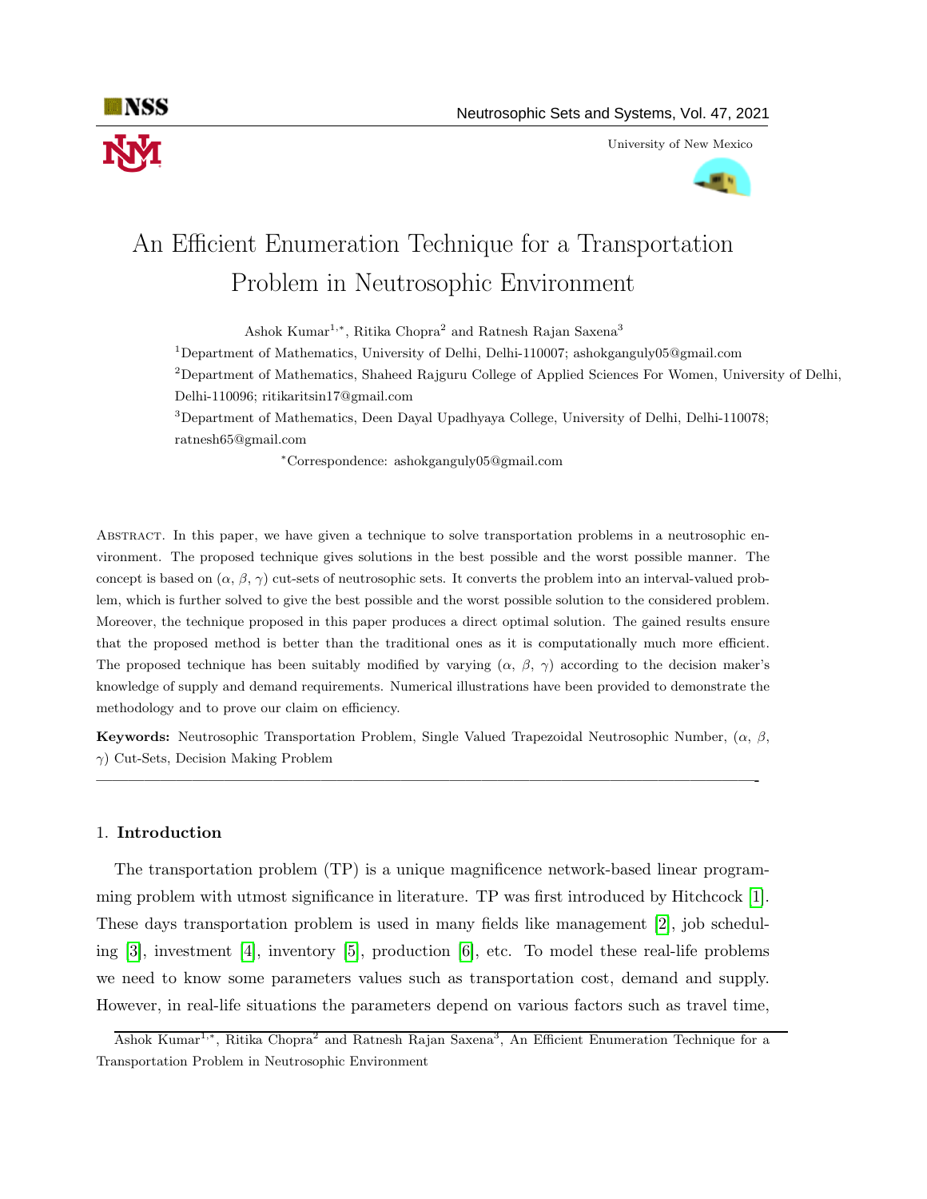# An Efficient Enumeration Technique for a Transportation Problem in Neutrosophic Environment

Ashok Kumar[1,*], Ritika Chopra[2] and Ratnesh Rajan Saxena[3]

[1]Department of Mathematics, University of Delhi, Delhi-110007; ashokganguly05@gmail.com

[2]Department of Mathematics, Shaheed Rajguru College of Applied Sciences For Women, University of Delhi, Delhi-110096; ritikaritsin17@gmail.com

[3]Department of Mathematics, Deen Dayal Upadhyaya College, University of Delhi, Delhi-110078; ratnesh65@gmail.com

[*]Correspondence: ashokganguly05@gmail.com

Abstract. In this paper, we have given a technique to solve transportation problems in a neutrosophic environment. The proposed technique gives solutions in the best possible and the worst possible manner. The concept is based on ($\alpha$, $\beta$, $\gamma$) cut-sets of neutrosophic sets. It converts the problem into an interval-valued problem, which is further solved to give the best possible and the worst possible solution to the considered problem. Moreover, the technique proposed in this paper produces a direct optimal solution. The gained results ensure that the proposed method is better than the traditional ones as it is computationally much more efficient. The proposed technique has been suitably modified by varying ($\alpha$, $\beta$, $\gamma$) according to the decision maker's knowledge of supply and demand requirements. Numerical illustrations have been provided to demonstrate the methodology and to prove our claim on efficiency.

**Keywords:** Neutrosophic Transportation Problem, Single Valued Trapezoidal Neutrosophic Number, ($\alpha$, $\beta$, $\gamma$) Cut-Sets, Decision Making Problem

---

## 1. Introduction

The transportation problem (TP) is a unique magnificence network-based linear programming problem with utmost significance in literature. TP was first introduced by Hitchcock [1]. These days transportation problem is used in many fields like management [2], job scheduling [3], investment [4], inventory [5], production [6], etc. To model these real-life problems we need to know some parameters values such as transportation cost, demand and supply. However, in real-life situations the parameters depend on various factors such as travel time,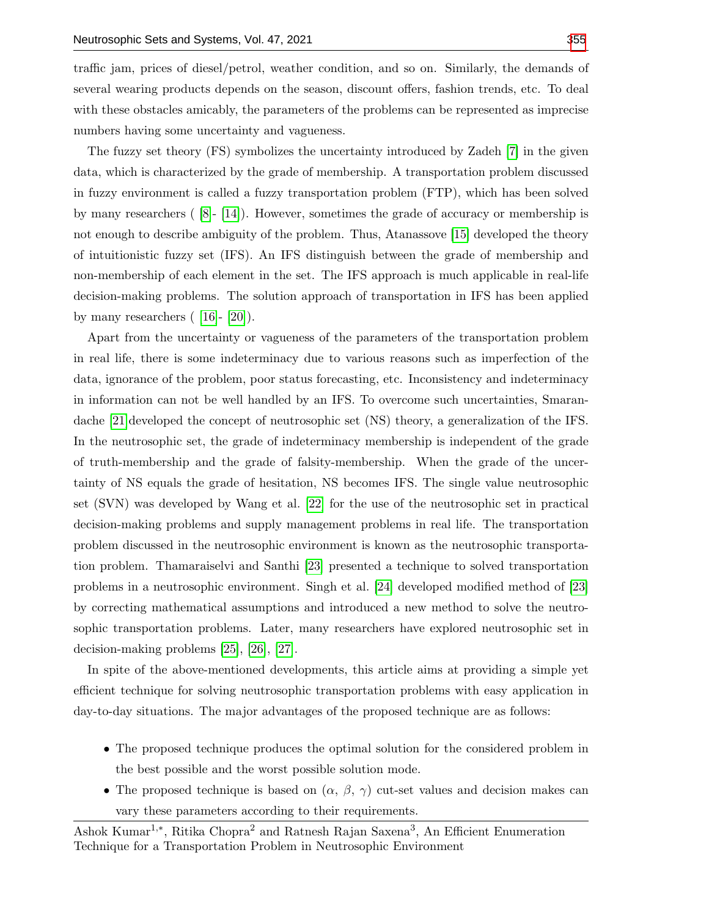traffic jam, prices of diesel/petrol, weather condition, and so on. Similarly, the demands of several wearing products depends on the season, discount offers, fashion trends, etc. To deal with these obstacles amicably, the parameters of the problems can be represented as imprecise numbers having some uncertainty and vagueness.

The fuzzy set theory (FS) symbolizes the uncertainty introduced by Zadeh [7] in the given data, which is characterized by the grade of membership. A transportation problem discussed in fuzzy environment is called a fuzzy transportation problem (FTP), which has been solved by many researchers ( [8]- [14]). However, sometimes the grade of accuracy or membership is not enough to describe ambiguity of the problem. Thus, Atanassove [15] developed the theory of intuitionistic fuzzy set (IFS). An IFS distinguish between the grade of membership and non-membership of each element in the set. The IFS approach is much applicable in real-life decision-making problems. The solution approach of transportation in IFS has been applied by many researchers ( [16]- [20]).

Apart from the uncertainty or vagueness of the parameters of the transportation problem in real life, there is some indeterminacy due to various reasons such as imperfection of the data, ignorance of the problem, poor status forecasting, etc. Inconsistency and indeterminacy in information can not be well handled by an IFS. To overcome such uncertainties, Smarandache [21] developed the concept of neutrosophic set (NS) theory, a generalization of the IFS. In the neutrosophic set, the grade of indeterminacy membership is independent of the grade of truth-membership and the grade of falsity-membership. When the grade of the uncertainty of NS equals the grade of hesitation, NS becomes IFS. The single value neutrosophic set (SVN) was developed by Wang et al. [22] for the use of the neutrosophic set in practical decision-making problems and supply management problems in real life. The transportation problem discussed in the neutrosophic environment is known as the neutrosophic transportation problem. Thamaraiselvi and Santhi [23] presented a technique to solved transportation problems in a neutrosophic environment. Singh et al. [24] developed modified method of [23] by correcting mathematical assumptions and introduced a new method to solve the neutrosophic transportation problems. Later, many researchers have explored neutrosophic set in decision-making problems [25], [26], [27].

In spite of the above-mentioned developments, this article aims at providing a simple yet efficient technique for solving neutrosophic transportation problems with easy application in day-to-day situations. The major advantages of the proposed technique are as follows:

- The proposed technique produces the optimal solution for the considered problem in the best possible and the worst possible solution mode.
- The proposed technique is based on ($\alpha$, $\beta$, $\gamma$) cut-set values and decision makes can vary these parameters according to their requirements.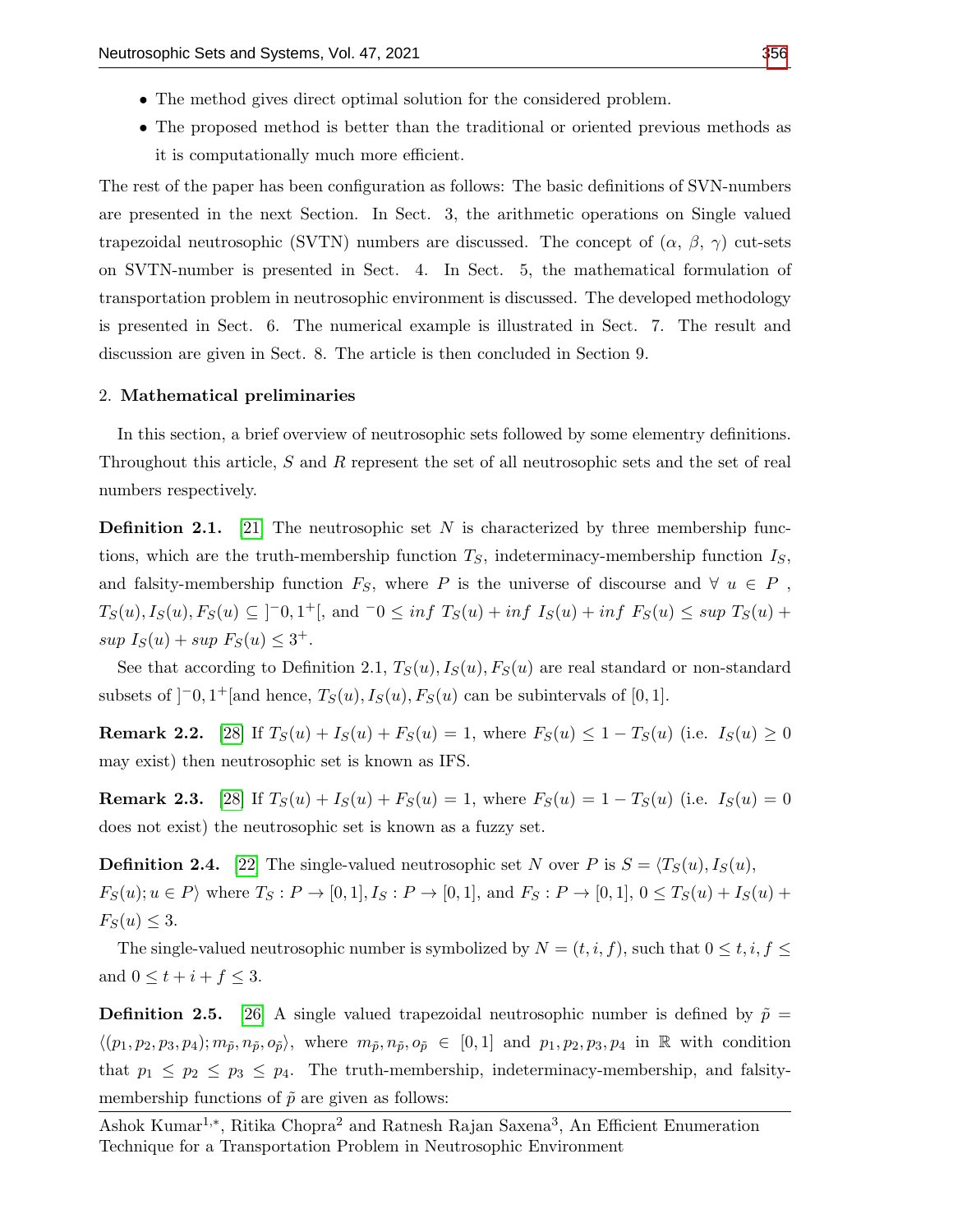- The method gives direct optimal solution for the considered problem.
- The proposed method is better than the traditional or oriented previous methods as it is computationally much more efficient.

The rest of the paper has been configuration as follows: The basic definitions of SVN-numbers are presented in the next Section. In Sect. 3, the arithmetic operations on Single valued trapezoidal neutrosophic (SVTN) numbers are discussed. The concept of ($\alpha$, $\beta$, $\gamma$) cut-sets on SVTN-number is presented in Sect. 4. In Sect. 5, the mathematical formulation of transportation problem in neutrosophic environment is discussed. The developed methodology is presented in Sect. 6. The numerical example is illustrated in Sect. 7. The result and discussion are given in Sect. 8. The article is then concluded in Section 9.

## 2. Mathematical preliminaries

In this section, a brief overview of neutrosophic sets followed by some elementry definitions. Throughout this article, $S$ and $R$ represent the set of all neutrosophic sets and the set of real numbers respectively.

**Definition 2.1.** [21] The neutrosophic set $N$ is characterized by three membership functions, which are the truth-membership function $T_S$, indeterminacy-membership function $I_S$, and falsity-membership function $F_S$, where $P$ is the universe of discourse and $\forall\ u \in P$ , $T_S(u), I_S(u), F_S(u) \subseteq\ ]^{-}0, 1^{+}[$, and $^{-}0 \leq inf\ T_S(u) + inf\ I_S(u) + inf\ F_S(u) \leq sup\ T_S(u) + sup\ I_S(u) + sup\ F_S(u) \leq 3^{+}$.

See that according to Definition 2.1, $T_S(u), I_S(u), F_S(u)$ are real standard or non-standard subsets of $]^{-}0, 1^{+}[$and hence, $T_S(u), I_S(u), F_S(u)$ can be subintervals of $[0, 1]$.

**Remark 2.2.** [28] If $T_S(u) + I_S(u) + F_S(u) = 1$, where $F_S(u) \leq 1 - T_S(u)$ (i.e. $I_S(u) \geq 0$ may exist) then neutrosophic set is known as IFS.

**Remark 2.3.** [28] If $T_S(u) + I_S(u) + F_S(u) = 1$, where $F_S(u) = 1 - T_S(u)$ (i.e. $I_S(u) = 0$ does not exist) the neutrosophic set is known as a fuzzy set.

**Definition 2.4.** [22] The single-valued neutrosophic set $N$ over $P$ is $S = \langle T_S(u), I_S(u), F_S(u); u \in P\rangle$ where $T_S : P \rightarrow [0, 1], I_S : P \rightarrow [0, 1]$, and $F_S : P \rightarrow [0, 1]$, $0 \leq T_S(u) + I_S(u) + F_S(u) \leq 3$.

The single-valued neutrosophic number is symbolized by $N = (t, i, f)$, such that $0 \leq t, i, f \leq$ and $0 \leq t + i + f \leq 3$.

**Definition 2.5.** [26] A single valued trapezoidal neutrosophic number is defined by $\tilde{p} = \langle (p_1, p_2, p_3, p_4); m_{\tilde{p}}, n_{\tilde{p}}, o_{\tilde{p}} \rangle$, where $m_{\tilde{p}}, n_{\tilde{p}}, o_{\tilde{p}} \in [0, 1]$ and $p_1, p_2, p_3, p_4$ in $\mathbb{R}$ with condition that $p_1 \leq p_2 \leq p_3 \leq p_4$. The truth-membership, indeterminacy-membership, and falsity-membership functions of $\tilde{p}$ are given as follows: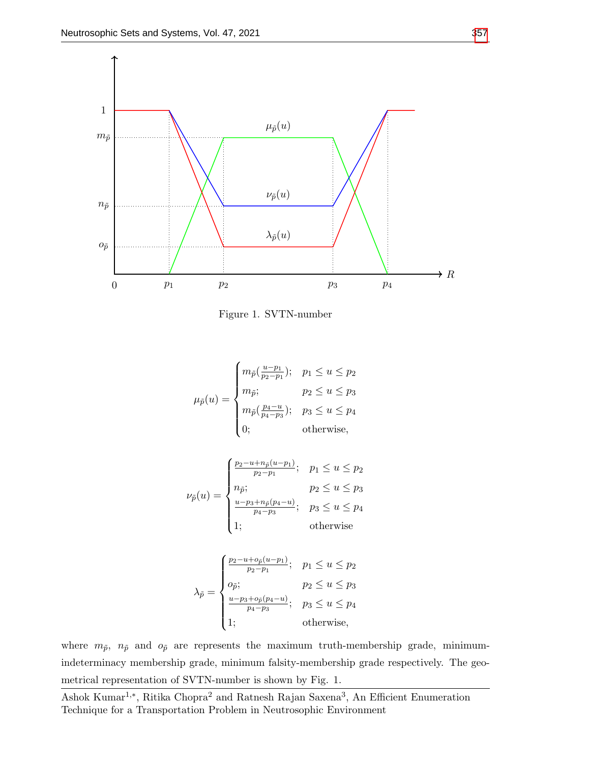Figure 1. SVTN-number

$$\mu_{\tilde{p}}(u) = \begin{cases} m_{\tilde{p}}(\frac{u-p_1}{p_2-p_1}); & p_1 \leq u \leq p_2 \\ m_{\tilde{p}}; & p_2 \leq u \leq p_3 \\ m_{\tilde{p}}(\frac{p_4-u}{p_4-p_3}); & p_3 \leq u \leq p_4 \\ 0; & \text{otherwise,} \end{cases}$$

$$\nu_{\tilde{p}}(u) = \begin{cases} \frac{p_2-u+n_{\tilde{p}}(u-p_1)}{p_2-p_1}; & p_1 \leq u \leq p_2 \\ n_{\tilde{p}}; & p_2 \leq u \leq p_3 \\ \frac{u-p_3+n_{\tilde{p}}(p_4-u)}{p_4-p_3}; & p_3 \leq u \leq p_4 \\ 1; & \text{otherwise} \end{cases}$$

$$\lambda_{\tilde{p}} = \begin{cases} \frac{p_2-u+o_{\tilde{p}}(u-p_1)}{p_2-p_1}; & p_1 \leq u \leq p_2 \\ o_{\tilde{p}}; & p_2 \leq u \leq p_3 \\ \frac{u-p_3+o_{\tilde{p}}(p_4-u)}{p_4-p_3}; & p_3 \leq u \leq p_4 \\ 1; & \text{otherwise,} \end{cases}$$

where $m_{\tilde{p}}$, $n_{\tilde{p}}$ and $o_{\tilde{p}}$ are represents the maximum truth-membership grade, minimum-indeterminacy membership grade, minimum falsity-membership grade respectively. The geometrical representation of SVTN-number is shown by Fig. 1.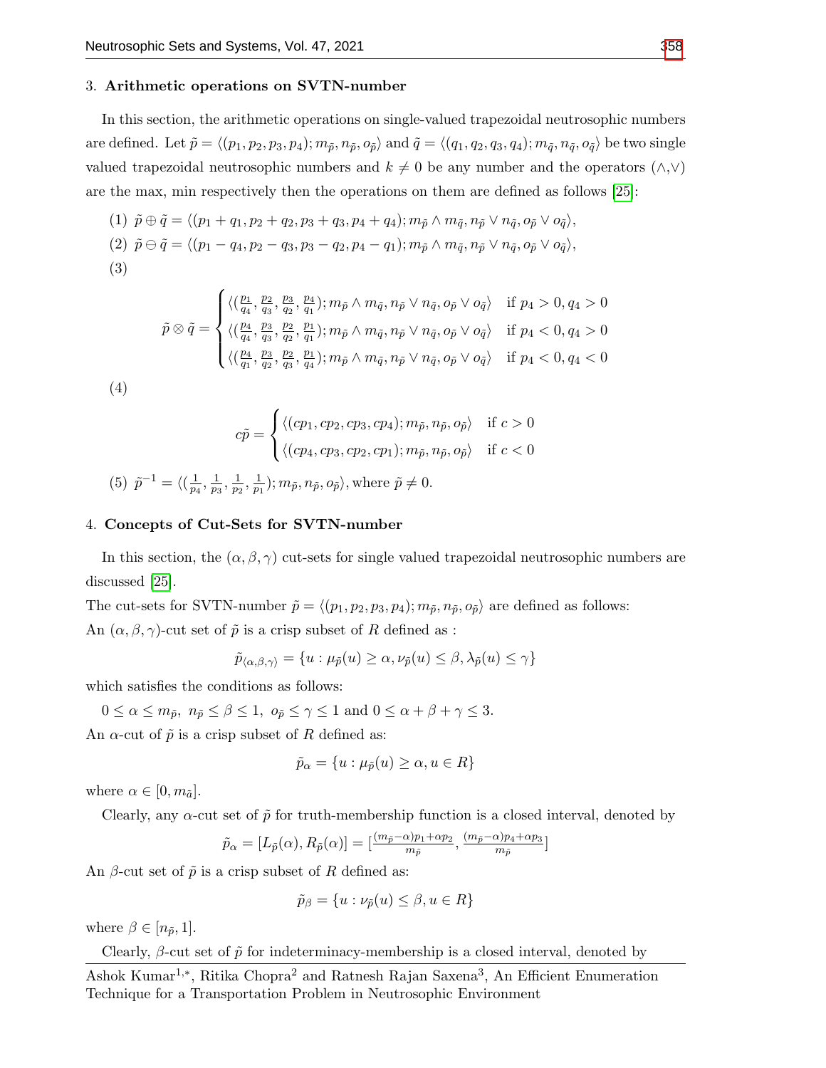## 3. Arithmetic operations on SVTN-number

In this section, the arithmetic operations on single-valued trapezoidal neutrosophic numbers are defined. Let $\tilde{p} = \langle (p_1, p_2, p_3, p_4); m_{\tilde{p}}, n_{\tilde{p}}, o_{\tilde{p}} \rangle$ and $\tilde{q} = \langle (q_1, q_2, q_3, q_4); m_{\tilde{q}}, n_{\tilde{q}}, o_{\tilde{q}} \rangle$ be two single valued trapezoidal neutrosophic numbers and $k \neq 0$ be any number and the operators ($\wedge$,$\vee$) are the max, min respectively then the operations on them are defined as follows [25]:

(1) $\tilde{p} \oplus \tilde{q} = \langle (p_1 + q_1, p_2 + q_2, p_3 + q_3, p_4 + q_4); m_{\tilde{p}} \wedge m_{\tilde{q}}, n_{\tilde{p}} \vee n_{\tilde{q}}, o_{\tilde{p}} \vee o_{\tilde{q}} \rangle$,

(2) $\tilde{p} \ominus \tilde{q} = \langle (p_1 - q_4, p_2 - q_3, p_3 - q_2, p_4 - q_1); m_{\tilde{p}} \wedge m_{\tilde{q}}, n_{\tilde{p}} \vee n_{\tilde{q}}, o_{\tilde{p}} \vee o_{\tilde{q}} \rangle$,

(3)

$$\tilde{p} \otimes \tilde{q} = \begin{cases} \langle (\frac{p_1}{q_4}, \frac{p_2}{q_3}, \frac{p_3}{q_2}, \frac{p_4}{q_1}); m_{\tilde{p}} \wedge m_{\tilde{q}}, n_{\tilde{p}} \vee n_{\tilde{q}}, o_{\tilde{p}} \vee o_{\tilde{q}} \rangle & \text{if } p_4 > 0, q_4 > 0 \\ \langle (\frac{p_4}{q_4}, \frac{p_3}{q_3}, \frac{p_2}{q_2}, \frac{p_1}{q_1}); m_{\tilde{p}} \wedge m_{\tilde{q}}, n_{\tilde{p}} \vee n_{\tilde{q}}, o_{\tilde{p}} \vee o_{\tilde{q}} \rangle & \text{if } p_4 < 0, q_4 > 0 \\ \langle (\frac{p_4}{q_1}, \frac{p_3}{q_2}, \frac{p_2}{q_3}, \frac{p_1}{q_4}); m_{\tilde{p}} \wedge m_{\tilde{q}}, n_{\tilde{p}} \vee n_{\tilde{q}}, o_{\tilde{p}} \vee o_{\tilde{q}} \rangle & \text{if } p_4 < 0, q_4 < 0 \end{cases}$$

(4)

$$c\tilde{p} = \begin{cases} \langle (cp_1, cp_2, cp_3, cp_4); m_{\tilde{p}}, n_{\tilde{p}}, o_{\tilde{p}} \rangle & \text{if } c > 0 \\ \langle (cp_4, cp_3, cp_2, cp_1); m_{\tilde{p}}, n_{\tilde{p}}, o_{\tilde{p}} \rangle & \text{if } c < 0 \end{cases}$$

(5) $\tilde{p}^{-1} = \langle (\frac{1}{p_4}, \frac{1}{p_3}, \frac{1}{p_2}, \frac{1}{p_1}); m_{\tilde{p}}, n_{\tilde{p}}, o_{\tilde{p}} \rangle$, where $\tilde{p} \neq 0$.

## 4. Concepts of Cut-Sets for SVTN-number

In this section, the $(\alpha, \beta, \gamma)$ cut-sets for single valued trapezoidal neutrosophic numbers are discussed [25].

The cut-sets for SVTN-number $\tilde{p} = \langle (p_1, p_2, p_3, p_4); m_{\tilde{p}}, n_{\tilde{p}}, o_{\tilde{p}} \rangle$ are defined as follows:

An $(\alpha, \beta, \gamma)$-cut set of $\tilde{p}$ is a crisp subset of $R$ defined as :

$$\tilde{p}_{\langle \alpha, \beta, \gamma \rangle} = \{u : \mu_{\tilde{p}}(u) \geq \alpha, \nu_{\tilde{p}}(u) \leq \beta, \lambda_{\tilde{p}}(u) \leq \gamma\}$$

which satisfies the conditions as follows:

$0 \leq \alpha \leq m_{\tilde{p}},\ n_{\tilde{p}} \leq \beta \leq 1,\ o_{\tilde{p}} \leq \gamma \leq 1$ and $0 \leq \alpha + \beta + \gamma \leq 3$.

An $\alpha$-cut of $\tilde{p}$ is a crisp subset of $R$ defined as:

$$\tilde{p}_{\alpha} = \{u : \mu_{\tilde{p}}(u) \geq \alpha, u \in R\}$$

where $\alpha \in [0, m_{\tilde{a}}]$.

Clearly, any $\alpha$-cut set of $\tilde{p}$ for truth-membership function is a closed interval, denoted by

$$\tilde{p}_{\alpha} = [L_{\tilde{p}}(\alpha), R_{\tilde{p}}(\alpha)] = [\tfrac{(m_{\tilde{p}} - \alpha)p_1 + \alpha p_2}{m_{\tilde{p}}}, \tfrac{(m_{\tilde{p}} - \alpha)p_4 + \alpha p_3}{m_{\tilde{p}}}]$$

An $\beta$-cut set of $\tilde{p}$ is a crisp subset of $R$ defined as:

$$\tilde{p}_{\beta} = \{u : \nu_{\tilde{p}}(u) \leq \beta, u \in R\}$$

where $\beta \in [n_{\tilde{p}}, 1]$.

Clearly, $\beta$-cut set of $\tilde{p}$ for indeterminacy-membership is a closed interval, denoted by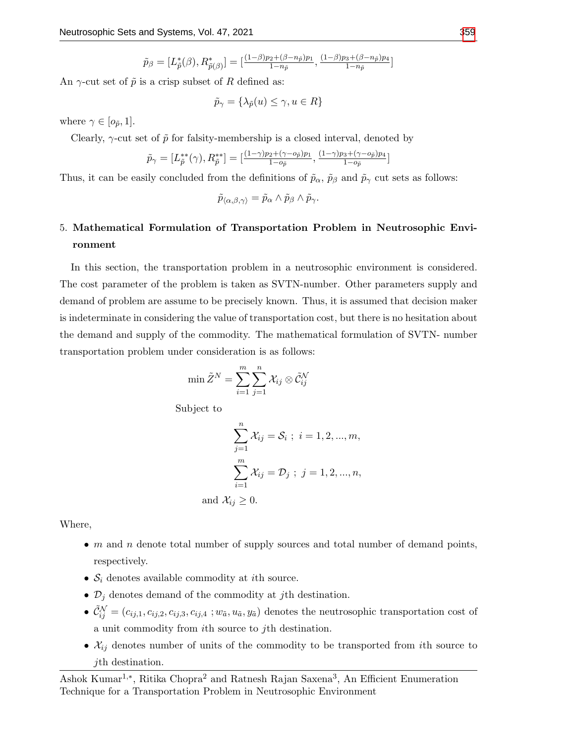$$\tilde{p}_\beta = [L^*_{\tilde{p}}(\beta), R^*_{\tilde{p}(\beta)}] = [\frac{(1-\beta)p_2+(\beta-n_{\tilde{p}})p_1}{1-n_{\tilde{p}}}, \frac{(1-\beta)p_3+(\beta-n_{\tilde{p}})p_4}{1-n_{\tilde{p}}}]$$

An $\gamma$-cut set of $\tilde{p}$ is a crisp subset of $R$ defined as:

$$\tilde{p}_\gamma = \{\lambda_{\tilde{p}}(u) \leq \gamma, u \in R\}$$

where $\gamma \in [o_{\tilde{p}}, 1]$.

Clearly, $\gamma$-cut set of $\tilde{p}$ for falsity-membership is a closed interval, denoted by

$$\tilde{p}_\gamma = [L^{**}_{\tilde{p}}(\gamma), R^{**}_{\tilde{p}}] = [\frac{(1-\gamma)p_2+(\gamma-o_{\tilde{p}})p_1}{1-o_{\tilde{p}}}, \frac{(1-\gamma)p_3+(\gamma-o_{\tilde{p}})p_4}{1-o_{\tilde{p}}}]$$

Thus, it can be easily concluded from the definitions of $\tilde{p}_\alpha$, $\tilde{p}_\beta$ and $\tilde{p}_\gamma$ cut sets as follows:

$$\tilde{p}_{\langle\alpha,\beta,\gamma\rangle} = \tilde{p}_\alpha \wedge \tilde{p}_\beta \wedge \tilde{p}_\gamma.$$

## 5. Mathematical Formulation of Transportation Problem in Neutrosophic Environment

In this section, the transportation problem in a neutrosophic environment is considered. The cost parameter of the problem is taken as SVTN-number. Other parameters supply and demand of problem are assume to be precisely known. Thus, it is assumed that decision maker is indeterminate in considering the value of transportation cost, but there is no hesitation about the demand and supply of the commodity. The mathematical formulation of SVTN- number transportation problem under consideration is as follows:

$$\min \tilde{Z}^N = \sum_{i=1}^{m}\sum_{j=1}^{n} \mathcal{X}_{ij} \otimes \tilde{\mathcal{C}}^{\mathcal{N}}_{ij}$$

Subject to

$$\sum_{j=1}^{n} \mathcal{X}_{ij} = \mathcal{S}_i \ ; \ i = 1, 2, ..., m,$$

$$\sum_{i=1}^{m} \mathcal{X}_{ij} = \mathcal{D}_j \ ; \ j = 1, 2, ..., n,$$

and $\mathcal{X}_{ij} \geq 0$.

Where,

- $m$ and $n$ denote total number of supply sources and total number of demand points, respectively.
- $\mathcal{S}_i$ denotes available commodity at $i$th source.
- $\mathcal{D}_j$ denotes demand of the commodity at $j$th destination.
- $\tilde{\mathcal{C}}^{\mathcal{N}}_{ij} = (c_{ij,1}, c_{ij,2}, c_{ij,3}, c_{ij,4} \ ; w_{\tilde{a}}, u_{\tilde{a}}, y_{\tilde{a}})$ denotes the neutrosophic transportation cost of a unit commodity from $i$th source to $j$th destination.
- $\mathcal{X}_{ij}$ denotes number of units of the commodity to be transported from $i$th source to $j$th destination.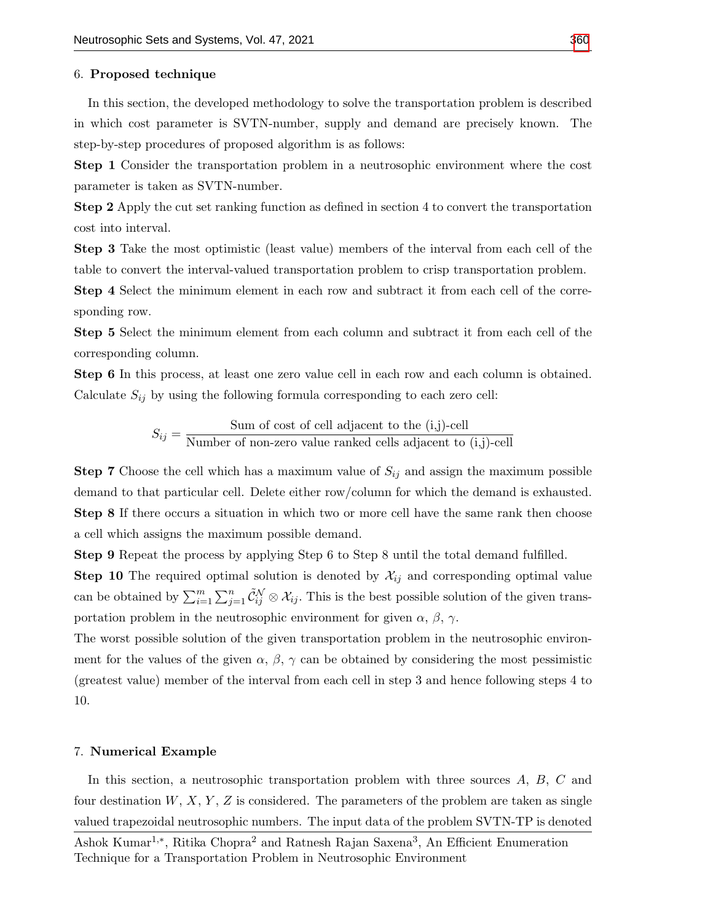## 6. Proposed technique

In this section, the developed methodology to solve the transportation problem is described in which cost parameter is SVTN-number, supply and demand are precisely known. The step-by-step procedures of proposed algorithm is as follows:

**Step 1** Consider the transportation problem in a neutrosophic environment where the cost parameter is taken as SVTN-number.

**Step 2** Apply the cut set ranking function as defined in section 4 to convert the transportation cost into interval.

**Step 3** Take the most optimistic (least value) members of the interval from each cell of the table to convert the interval-valued transportation problem to crisp transportation problem.

**Step 4** Select the minimum element in each row and subtract it from each cell of the corresponding row.

**Step 5** Select the minimum element from each column and subtract it from each cell of the corresponding column.

**Step 6** In this process, at least one zero value cell in each row and each column is obtained. Calculate $S_{ij}$ by using the following formula corresponding to each zero cell:

$$S_{ij} = \frac{\text{Sum of cost of cell adjacent to the (i,j)-cell}}{\text{Number of non-zero value ranked cells adjacent to (i,j)-cell}}$$

**Step 7** Choose the cell which has a maximum value of $S_{ij}$ and assign the maximum possible demand to that particular cell. Delete either row/column for which the demand is exhausted.

**Step 8** If there occurs a situation in which two or more cell have the same rank then choose a cell which assigns the maximum possible demand.

**Step 9** Repeat the process by applying Step 6 to Step 8 until the total demand fulfilled.

**Step 10** The required optimal solution is denoted by $\mathcal{X}_{ij}$ and corresponding optimal value can be obtained by $\sum_{i=1}^{m}\sum_{j=1}^{n}\tilde{\mathcal{C}}_{ij}^{\mathcal{N}} \otimes \mathcal{X}_{ij}$. This is the best possible solution of the given transportation problem in the neutrosophic environment for given $\alpha$, $\beta$, $\gamma$.

The worst possible solution of the given transportation problem in the neutrosophic environment for the values of the given $\alpha$, $\beta$, $\gamma$ can be obtained by considering the most pessimistic (greatest value) member of the interval from each cell in step 3 and hence following steps 4 to 10.

## 7. Numerical Example

In this section, a neutrosophic transportation problem with three sources $A$, $B$, $C$ and four destination $W$, $X$, $Y$, $Z$ is considered. The parameters of the problem are taken as single valued trapezoidal neutrosophic numbers. The input data of the problem SVTN-TP is denoted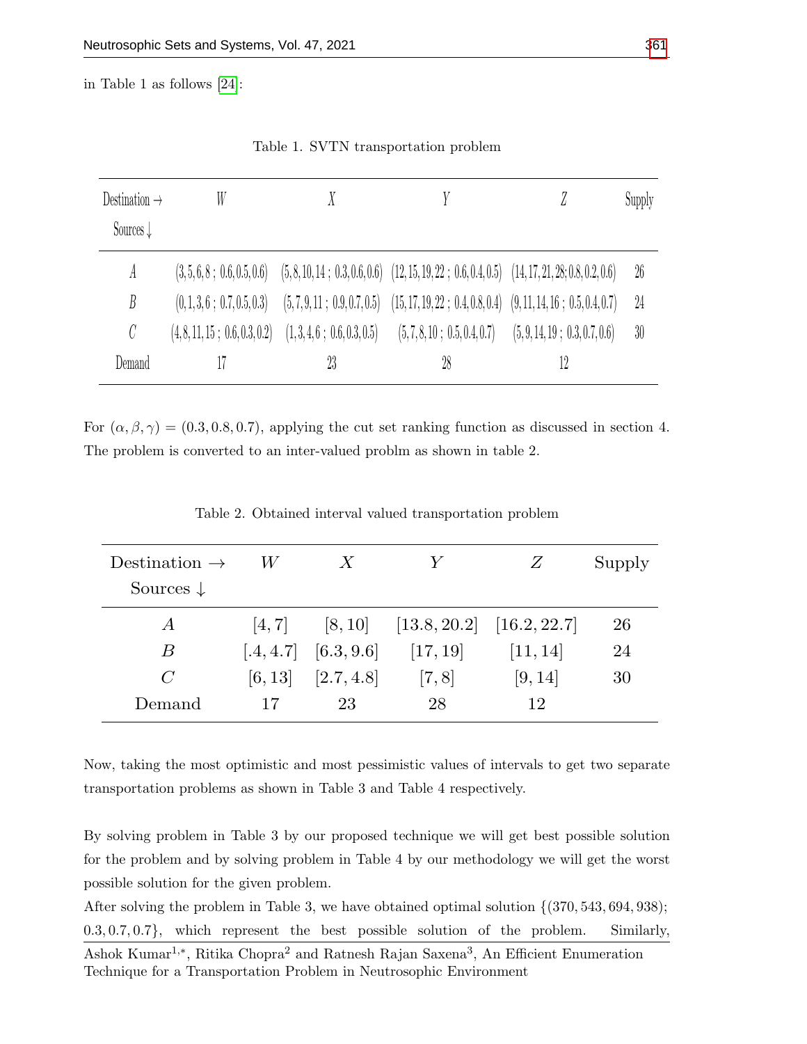in Table 1 as follows [24]:

Table 1. SVTN transportation problem

| Destination → Sources ↓ | $W$ | $X$ | $Y$ | $Z$ | Supply |
|---|---|---|---|---|---|
| $A$ | (3,5,6,8 ; 0.6,0.5,0.6) | (5,8,10,14 ; 0.3,0.6,0.6) | (12,15,19,22 ; 0.6,0.4,0.5) | (14,17,21,28;0.8,0.2,0.6) | 26 |
| $B$ | (0,1,3,6 ; 0.7,0.5,0.3) | (5,7,9,11 ; 0.9,0.7,0.5) | (15,17,19,22 ; 0.4,0.8,0.4) | (9,11,14,16 ; 0.5,0.4,0.7) | 24 |
| $C$ | (4,8,11,15 ; 0.6,0.3,0.2) | (1,3,4,6 ; 0.6,0.3,0.5) | (5,7,8,10 ; 0.5,0.4,0.7) | (5,9,14,19 ; 0.3,0.7,0.6) | 30 |
| Demand | 17 | 23 | 28 | 12 | |

For $(\alpha, \beta, \gamma) = (0.3, 0.8, 0.7)$, applying the cut set ranking function as discussed in section 4. The problem is converted to an inter-valued problm as shown in table 2.

Table 2. Obtained interval valued transportation problem

| Destination → Sources ↓ | $W$ | $X$ | $Y$ | $Z$ | Supply |
|---|---|---|---|---|---|
| $A$ | $[4, 7]$ | $[8, 10]$ | $[13.8, 20.2]$ | $[16.2, 22.7]$ | 26 |
| $B$ | $[.4, 4.7]$ | $[6.3, 9.6]$ | $[17, 19]$ | $[11, 14]$ | 24 |
| $C$ | $[6, 13]$ | $[2.7, 4.8]$ | $[7, 8]$ | $[9, 14]$ | 30 |
| Demand | 17 | 23 | 28 | 12 | |

Now, taking the most optimistic and most pessimistic values of intervals to get two separate transportation problems as shown in Table 3 and Table 4 respectively.

By solving problem in Table 3 by our proposed technique we will get best possible solution for the problem and by solving problem in Table 4 by our methodology we will get the worst possible solution for the given problem.

After solving the problem in Table 3, we have obtained optimal solution $\{(370, 543, 694, 938); 0.3, 0.7, 0.7\}$, which represent the best possible solution of the problem. Similarly,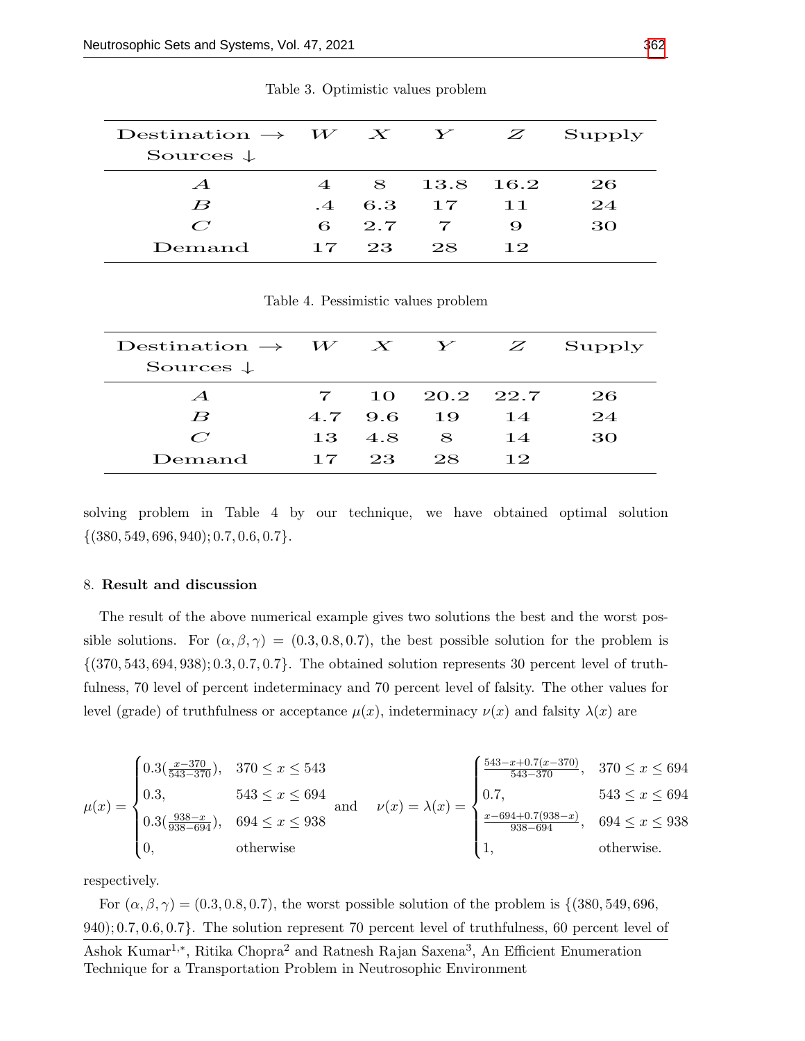Table 3. Optimistic values problem

| Destination → Sources ↓ | $W$ | $X$ | $Y$ | $Z$ | Supply |
|---|---|---|---|---|---|
| $A$ | 4 | 8 | 13.8 | 16.2 | 26 |
| $B$ | .4 | 6.3 | 17 | 11 | 24 |
| $C$ | 6 | 2.7 | 7 | 9 | 30 |
| Demand | 17 | 23 | 28 | 12 | |

Table 4. Pessimistic values problem

| Destination → Sources ↓ | $W$ | $X$ | $Y$ | $Z$ | Supply |
|---|---|---|---|---|---|
| $A$ | 7 | 10 | 20.2 | 22.7 | 26 |
| $B$ | 4.7 | 9.6 | 19 | 14 | 24 |
| $C$ | 13 | 4.8 | 8 | 14 | 30 |
| Demand | 17 | 23 | 28 | 12 | |

solving problem in Table 4 by our technique, we have obtained optimal solution $\{(380, 549, 696, 940); 0.7, 0.6, 0.7\}$.

## 8. Result and discussion

The result of the above numerical example gives two solutions the best and the worst possible solutions. For $(\alpha, \beta, \gamma) = (0.3, 0.8, 0.7)$, the best possible solution for the problem is $\{(370, 543, 694, 938); 0.3, 0.7, 0.7\}$. The obtained solution represents 30 percent level of truthfulness, 70 level of percent indeterminacy and 70 percent level of falsity. The other values for level (grade) of truthfulness or acceptance $\mu(x)$, indeterminacy $\nu(x)$ and falsity $\lambda(x)$ are

$$\mu(x) = \begin{cases} 0.3(\frac{x-370}{543-370}), & 370 \leq x \leq 543 \\ 0.3, & 543 \leq x \leq 694 \\ 0.3(\frac{938-x}{938-694}), & 694 \leq x \leq 938 \\ 0, & \text{otherwise} \end{cases} \quad \text{and} \quad \nu(x) = \lambda(x) = \begin{cases} \frac{543-x+0.7(x-370)}{543-370}, & 370 \leq x \leq 694 \\ 0.7, & 543 \leq x \leq 694 \\ \frac{x-694+0.7(938-x)}{938-694}, & 694 \leq x \leq 938 \\ 1, & \text{otherwise.} \end{cases}$$

respectively.

For $(\alpha, \beta, \gamma) = (0.3, 0.8, 0.7)$, the worst possible solution of the problem is $\{(380, 549, 696, 940); 0.7, 0.6, 0.7\}$. The solution represent 70 percent level of truthfulness, 60 percent level of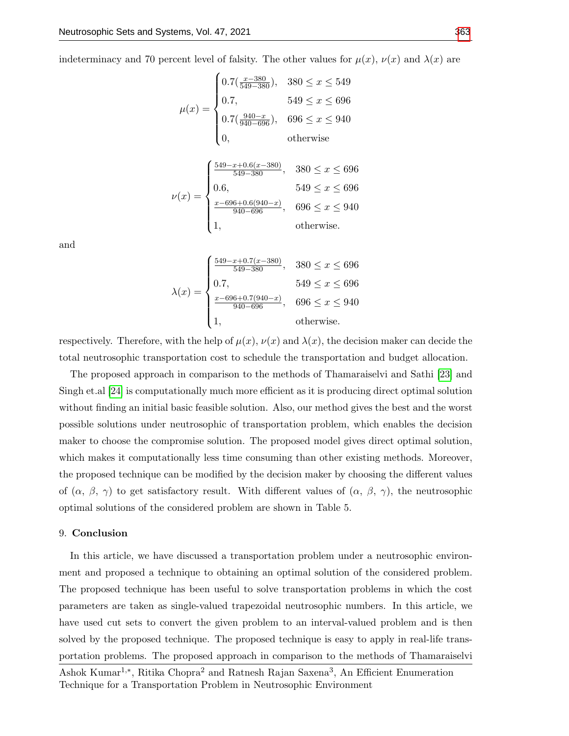indeterminacy and 70 percent level of falsity. The other values for $\mu(x)$, $\nu(x)$ and $\lambda(x)$ are

$$\mu(x) = \begin{cases} 0.7(\frac{x-380}{549-380}), & 380 \leq x \leq 549 \\ 0.7, & 549 \leq x \leq 696 \\ 0.7(\frac{940-x}{940-696}), & 696 \leq x \leq 940 \\ 0, & \text{otherwise} \end{cases}$$

$$\nu(x) = \begin{cases} \frac{549-x+0.6(x-380)}{549-380}, & 380 \leq x \leq 696 \\ 0.6, & 549 \leq x \leq 696 \\ \frac{x-696+0.6(940-x)}{940-696}, & 696 \leq x \leq 940 \\ 1, & \text{otherwise.} \end{cases}$$

and

$$\lambda(x) = \begin{cases} \frac{549-x+0.7(x-380)}{549-380}, & 380 \leq x \leq 696 \\ 0.7, & 549 \leq x \leq 696 \\ \frac{x-696+0.7(940-x)}{940-696}, & 696 \leq x \leq 940 \\ 1, & \text{otherwise.} \end{cases}$$

respectively. Therefore, with the help of $\mu(x)$, $\nu(x)$ and $\lambda(x)$, the decision maker can decide the total neutrosophic transportation cost to schedule the transportation and budget allocation.

The proposed approach in comparison to the methods of Thamaraiselvi and Sathi [23] and Singh et.al [24] is computationally much more efficient as it is producing direct optimal solution without finding an initial basic feasible solution. Also, our method gives the best and the worst possible solutions under neutrosophic of transportation problem, which enables the decision maker to choose the compromise solution. The proposed model gives direct optimal solution, which makes it computationally less time consuming than other existing methods. Moreover, the proposed technique can be modified by the decision maker by choosing the different values of ($\alpha$, $\beta$, $\gamma$) to get satisfactory result. With different values of ($\alpha$, $\beta$, $\gamma$), the neutrosophic optimal solutions of the considered problem are shown in Table 5.

## 9. Conclusion

In this article, we have discussed a transportation problem under a neutrosophic environment and proposed a technique to obtaining an optimal solution of the considered problem. The proposed technique has been useful to solve transportation problems in which the cost parameters are taken as single-valued trapezoidal neutrosophic numbers. In this article, we have used cut sets to convert the given problem to an interval-valued problem and is then solved by the proposed technique. The proposed technique is easy to apply in real-life transportation problems. The proposed approach in comparison to the methods of Thamaraiselvi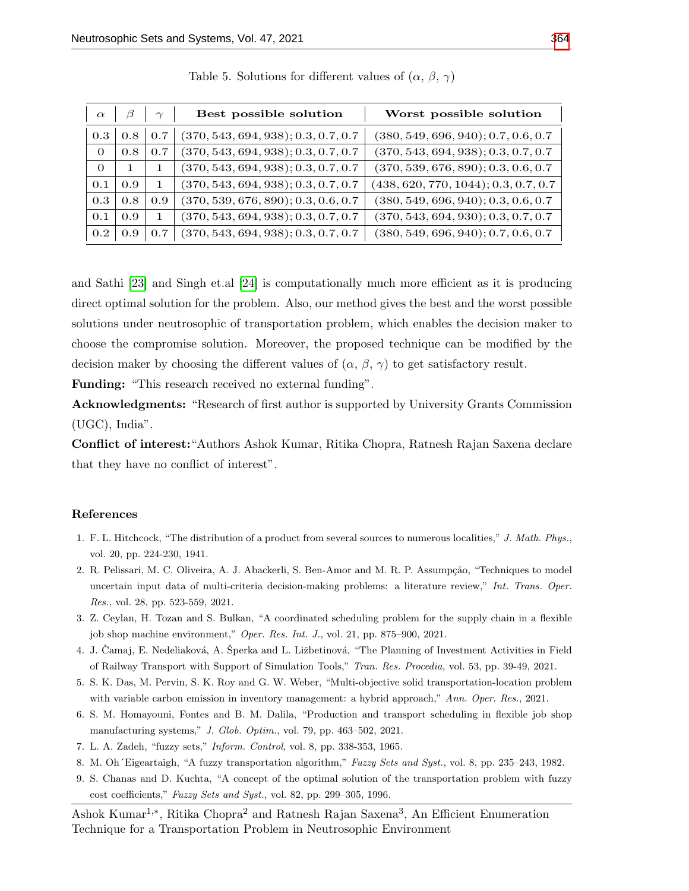Table 5. Solutions for different values of ($\alpha$, $\beta$, $\gamma$)

| $\alpha$ | $\beta$ | $\gamma$ | **Best possible solution** | **Worst possible solution** |
|---|---|---|---|---|
| 0.3 | 0.8 | 0.7 | $(370, 543, 694, 938); 0.3, 0.7, 0.7$ | $(380, 549, 696, 940); 0.7, 0.6, 0.7$ |
| 0 | 0.8 | 0.7 | $(370, 543, 694, 938); 0.3, 0.7, 0.7$ | $(370, 543, 694, 938); 0.3, 0.7, 0.7$ |
| 0 | 1 | 1 | $(370, 543, 694, 938); 0.3, 0.7, 0.7$ | $(370, 539, 676, 890); 0.3, 0.6, 0.7$ |
| 0.1 | 0.9 | 1 | $(370, 543, 694, 938); 0.3, 0.7, 0.7$ | $(438, 620, 770, 1044); 0.3, 0.7, 0.7$ |
| 0.3 | 0.8 | 0.9 | $(370, 539, 676, 890); 0.3, 0.6, 0.7$ | $(380, 549, 696, 940); 0.3, 0.6, 0.7$ |
| 0.1 | 0.9 | 1 | $(370, 543, 694, 938); 0.3, 0.7, 0.7$ | $(370, 543, 694, 930); 0.3, 0.7, 0.7$ |
| 0.2 | 0.9 | 0.7 | $(370, 543, 694, 938); 0.3, 0.7, 0.7$ | $(380, 549, 696, 940); 0.7, 0.6, 0.7$ |

and Sathi [23] and Singh et.al [24] is computationally much more efficient as it is producing direct optimal solution for the problem. Also, our method gives the best and the worst possible solutions under neutrosophic of transportation problem, which enables the decision maker to choose the compromise solution. Moreover, the proposed technique can be modified by the decision maker by choosing the different values of ($\alpha$, $\beta$, $\gamma$) to get satisfactory result.

**Funding:** "This research received no external funding".

**Acknowledgments:** "Research of first author is supported by University Grants Commission (UGC), India".

**Conflict of interest:**"Authors Ashok Kumar, Ritika Chopra, Ratnesh Rajan Saxena declare that they have no conflict of interest".

## References

1. F. L. Hitchcock, "The distribution of a product from several sources to numerous localities," *J. Math. Phys.*, vol. 20, pp. 224-230, 1941.
2. R. Pelissari, M. C. Oliveira, A. J. Abackerli, S. Ben-Amor and M. R. P. Assumpção, "Techniques to model uncertain input data of multi-criteria decision-making problems: a literature review," *Int. Trans. Oper. Res.*, vol. 28, pp. 523-559, 2021.
3. Z. Ceylan, H. Tozan and S. Bulkan, "A coordinated scheduling problem for the supply chain in a flexible job shop machine environment," *Oper. Res. Int. J.*, vol. 21, pp. 875–900, 2021.
4. J. Čamaj, E. Nedeliaková, A. Šperka and L. Ližbetinová, "The Planning of Investment Activities in Field of Railway Transport with Support of Simulation Tools," *Tran. Res. Procedia,* vol. 53, pp. 39-49, 2021.
5. S. K. Das, M. Pervin, S. K. Roy and G. W. Weber, "Multi-objective solid transportation-location problem with variable carbon emission in inventory management: a hybrid approach," *Ann. Oper. Res.*, 2021.
6. S. M. Homayouni, Fontes and B. M. Dalila, "Production and transport scheduling in flexible job shop manufacturing systems," *J. Glob. Optim.*, vol. 79, pp. 463–502, 2021.
7. L. A. Zadeh, "fuzzy sets," *Inform. Control*, vol. 8, pp. 338-353, 1965.
8. M. Oh´Eigeartaigh, "A fuzzy transportation algorithm," *Fuzzy Sets and Syst.*, vol. 8, pp. 235–243, 1982.
9. S. Chanas and D. Kuchta, "A concept of the optimal solution of the transportation problem with fuzzy cost coefficients," *Fuzzy Sets and Syst.*, vol. 82, pp. 299–305, 1996.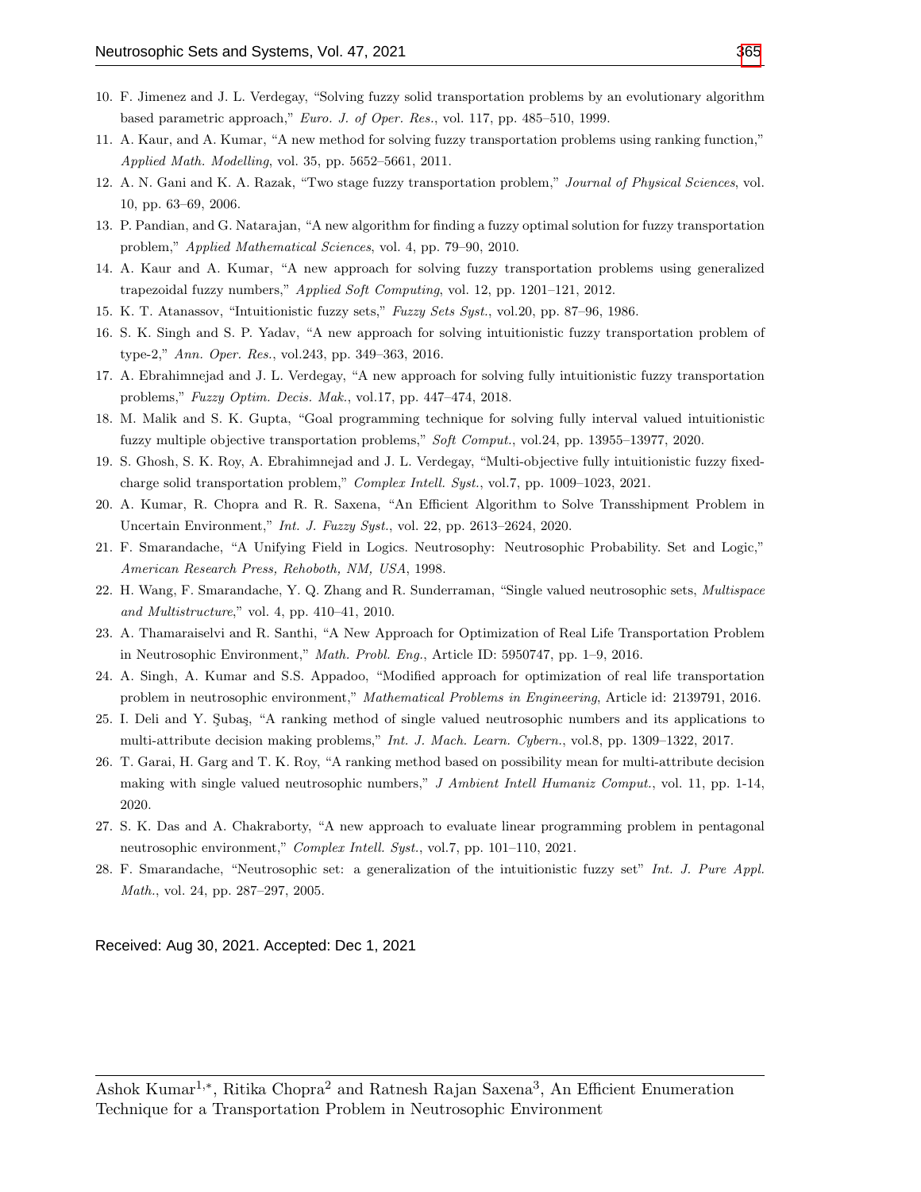10. F. Jimenez and J. L. Verdegay, "Solving fuzzy solid transportation problems by an evolutionary algorithm based parametric approach," *Euro. J. of Oper. Res.*, vol. 117, pp. 485–510, 1999.
11. A. Kaur, and A. Kumar, "A new method for solving fuzzy transportation problems using ranking function," *Applied Math. Modelling*, vol. 35, pp. 5652–5661, 2011.
12. A. N. Gani and K. A. Razak, "Two stage fuzzy transportation problem," *Journal of Physical Sciences*, vol. 10, pp. 63–69, 2006.
13. P. Pandian, and G. Natarajan, "A new algorithm for finding a fuzzy optimal solution for fuzzy transportation problem," *Applied Mathematical Sciences*, vol. 4, pp. 79–90, 2010.
14. A. Kaur and A. Kumar, "A new approach for solving fuzzy transportation problems using generalized trapezoidal fuzzy numbers," *Applied Soft Computing*, vol. 12, pp. 1201–121, 2012.
15. K. T. Atanassov, "Intuitionistic fuzzy sets," *Fuzzy Sets Syst.*, vol.20, pp. 87–96, 1986.
16. S. K. Singh and S. P. Yadav, "A new approach for solving intuitionistic fuzzy transportation problem of type-2," *Ann. Oper. Res.*, vol.243, pp. 349–363, 2016.
17. A. Ebrahimnejad and J. L. Verdegay, "A new approach for solving fully intuitionistic fuzzy transportation problems," *Fuzzy Optim. Decis. Mak.*, vol.17, pp. 447–474, 2018.
18. M. Malik and S. K. Gupta, "Goal programming technique for solving fully interval valued intuitionistic fuzzy multiple objective transportation problems," *Soft Comput.*, vol.24, pp. 13955–13977, 2020.
19. S. Ghosh, S. K. Roy, A. Ebrahimnejad and J. L. Verdegay, "Multi-objective fully intuitionistic fuzzy fixed-charge solid transportation problem," *Complex Intell. Syst.*, vol.7, pp. 1009–1023, 2021.
20. A. Kumar, R. Chopra and R. R. Saxena, "An Efficient Algorithm to Solve Transshipment Problem in Uncertain Environment," *Int. J. Fuzzy Syst.*, vol. 22, pp. 2613–2624, 2020.
21. F. Smarandache, "A Unifying Field in Logics. Neutrosophy: Neutrosophic Probability. Set and Logic," *American Research Press, Rehoboth, NM, USA*, 1998.
22. H. Wang, F. Smarandache, Y. Q. Zhang and R. Sunderraman, "Single valued neutrosophic sets, *Multispace and Multistructure*," vol. 4, pp. 410–41, 2010.
23. A. Thamaraiselvi and R. Santhi, "A New Approach for Optimization of Real Life Transportation Problem in Neutrosophic Environment," *Math. Probl. Eng.*, Article ID: 5950747, pp. 1–9, 2016.
24. A. Singh, A. Kumar and S.S. Appadoo, "Modified approach for optimization of real life transportation problem in neutrosophic environment," *Mathematical Problems in Engineering*, Article id: 2139791, 2016.
25. I. Deli and Y. Şubaş, "A ranking method of single valued neutrosophic numbers and its applications to multi-attribute decision making problems," *Int. J. Mach. Learn. Cybern.*, vol.8, pp. 1309–1322, 2017.
26. T. Garai, H. Garg and T. K. Roy, "A ranking method based on possibility mean for multi-attribute decision making with single valued neutrosophic numbers," *J Ambient Intell Humaniz Comput.*, vol. 11, pp. 1-14, 2020.
27. S. K. Das and A. Chakraborty, "A new approach to evaluate linear programming problem in pentagonal neutrosophic environment," *Complex Intell. Syst.*, vol.7, pp. 101–110, 2021.
28. F. Smarandache, "Neutrosophic set: a generalization of the intuitionistic fuzzy set" *Int. J. Pure Appl. Math.*, vol. 24, pp. 287–297, 2005.

Received: Aug 30, 2021. Accepted: Dec 1, 2021